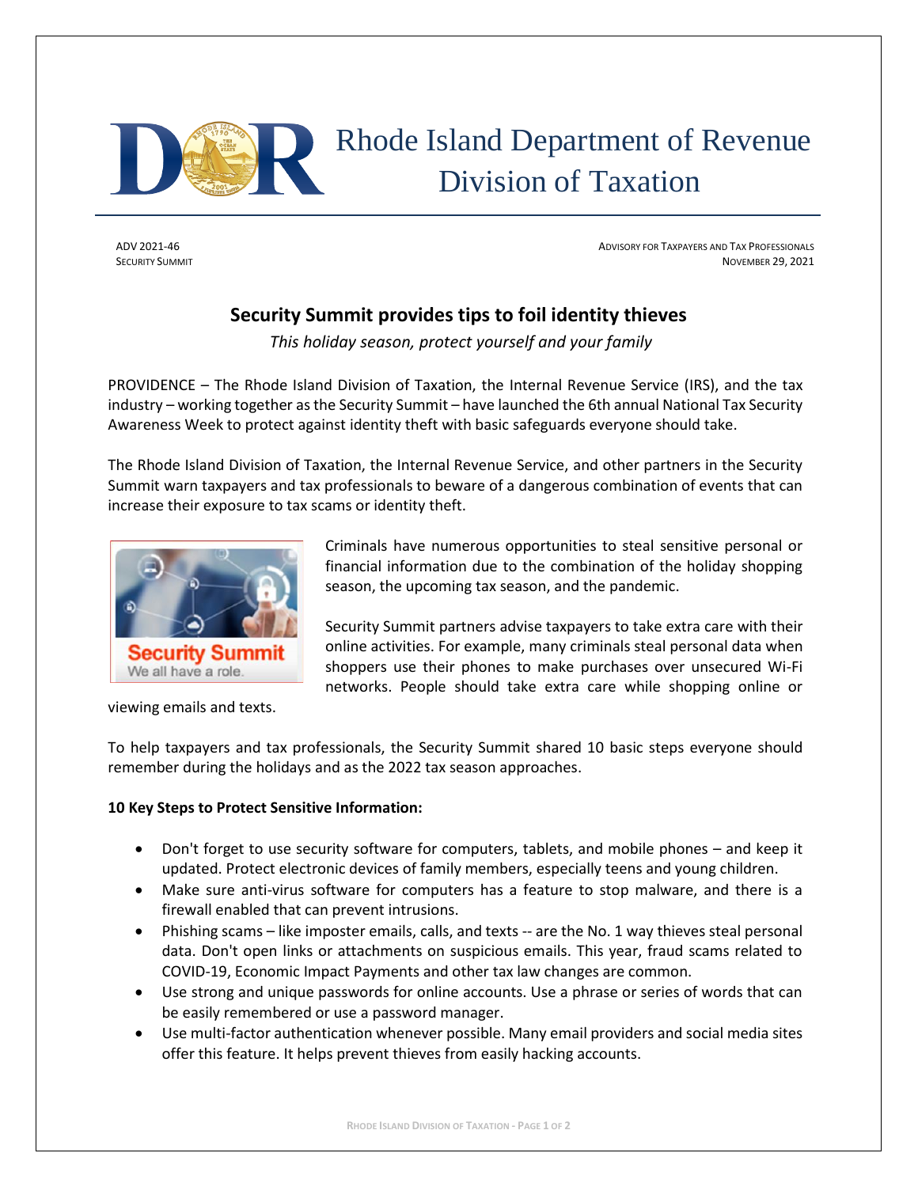Rhode Island Department of Revenue
Division of Taxation

ADV 2021-46
SECURITY SUMMIT

ADVISORY FOR TAXPAYERS AND TAX PROFESSIONALS
NOVEMBER 29, 2021

## Security Summit provides tips to foil identity thieves

*This holiday season, protect yourself and your family*

PROVIDENCE – The Rhode Island Division of Taxation, the Internal Revenue Service (IRS), and the tax industry – working together as the Security Summit – have launched the 6th annual National Tax Security Awareness Week to protect against identity theft with basic safeguards everyone should take.

The Rhode Island Division of Taxation, the Internal Revenue Service, and other partners in the Security Summit warn taxpayers and tax professionals to beware of a dangerous combination of events that can increase their exposure to tax scams or identity theft.

Criminals have numerous opportunities to steal sensitive personal or financial information due to the combination of the holiday shopping season, the upcoming tax season, and the pandemic.

Security Summit partners advise taxpayers to take extra care with their online activities. For example, many criminals steal personal data when shoppers use their phones to make purchases over unsecured Wi-Fi networks. People should take extra care while shopping online or viewing emails and texts.

To help taxpayers and tax professionals, the Security Summit shared 10 basic steps everyone should remember during the holidays and as the 2022 tax season approaches.

**10 Key Steps to Protect Sensitive Information:**

- Don't forget to use security software for computers, tablets, and mobile phones – and keep it updated. Protect electronic devices of family members, especially teens and young children.
- Make sure anti-virus software for computers has a feature to stop malware, and there is a firewall enabled that can prevent intrusions.
- Phishing scams – like imposter emails, calls, and texts -- are the No. 1 way thieves steal personal data. Don't open links or attachments on suspicious emails. This year, fraud scams related to COVID-19, Economic Impact Payments and other tax law changes are common.
- Use strong and unique passwords for online accounts. Use a phrase or series of words that can be easily remembered or use a password manager.
- Use multi-factor authentication whenever possible. Many email providers and social media sites offer this feature. It helps prevent thieves from easily hacking accounts.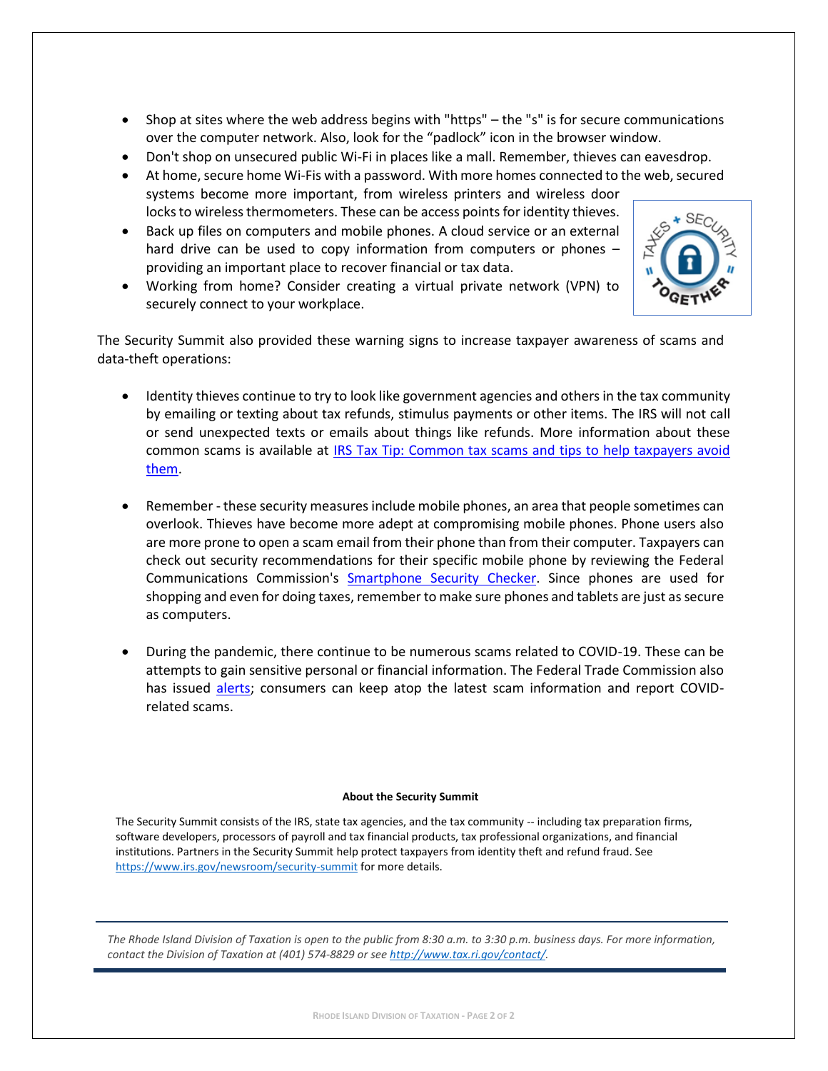- Shop at sites where the web address begins with "https" – the "s" is for secure communications over the computer network. Also, look for the "padlock" icon in the browser window.
- Don't shop on unsecured public Wi-Fi in places like a mall. Remember, thieves can eavesdrop.
- At home, secure home Wi-Fis with a password. With more homes connected to the web, secured systems become more important, from wireless printers and wireless door locks to wireless thermometers. These can be access points for identity thieves.
- Back up files on computers and mobile phones. A cloud service or an external hard drive can be used to copy information from computers or phones – providing an important place to recover financial or tax data.
- Working from home? Consider creating a virtual private network (VPN) to securely connect to your workplace.

The Security Summit also provided these warning signs to increase taxpayer awareness of scams and data-theft operations:

- Identity thieves continue to try to look like government agencies and others in the tax community by emailing or texting about tax refunds, stimulus payments or other items. The IRS will not call or send unexpected texts or emails about things like refunds. More information about these common scams is available at [IRS Tax Tip: Common tax scams and tips to help taxpayers avoid them](#).

- Remember - these security measures include mobile phones, an area that people sometimes can overlook. Thieves have become more adept at compromising mobile phones. Phone users also are more prone to open a scam email from their phone than from their computer. Taxpayers can check out security recommendations for their specific mobile phone by reviewing the Federal Communications Commission's [Smartphone Security Checker](#). Since phones are used for shopping and even for doing taxes, remember to make sure phones and tablets are just as secure as computers.

- During the pandemic, there continue to be numerous scams related to COVID-19. These can be attempts to gain sensitive personal or financial information. The Federal Trade Commission also has issued [alerts](#); consumers can keep atop the latest scam information and report COVID-related scams.

**About the Security Summit**

The Security Summit consists of the IRS, state tax agencies, and the tax community -- including tax preparation firms, software developers, processors of payroll and tax financial products, tax professional organizations, and financial institutions. Partners in the Security Summit help protect taxpayers from identity theft and refund fraud. See https://www.irs.gov/newsroom/security-summit for more details.

---

*The Rhode Island Division of Taxation is open to the public from 8:30 a.m. to 3:30 p.m. business days. For more information, contact the Division of Taxation at (401) 574-8829 or see http://www.tax.ri.gov/contact/.*